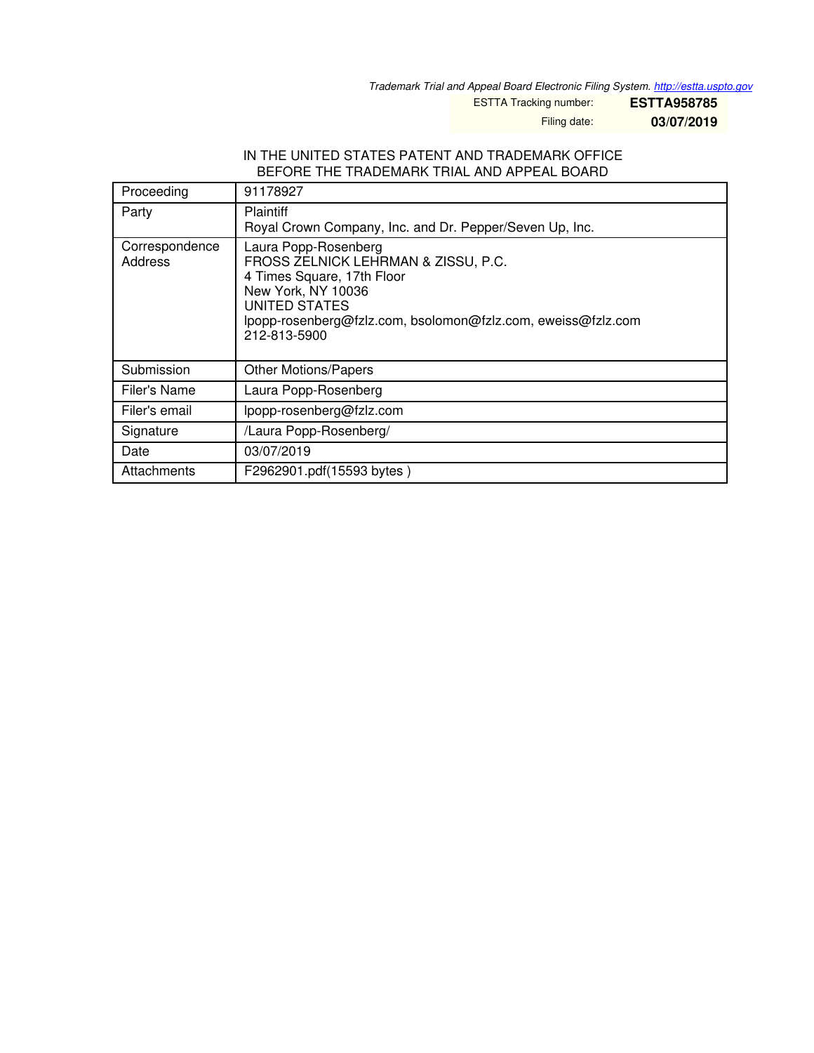Trademark Trial and Appeal Board Electronic Filing System. http://estta.uspto.gov

ESTTA Tracking number: **ESTTA958785**

Filing date: **03/07/2019**

IN THE UNITED STATES PATENT AND TRADEMARK OFFICE
BEFORE THE TRADEMARK TRIAL AND APPEAL BOARD

| Proceeding | 91178927 |
|---|---|
| Party | Plaintiff<br>Royal Crown Company, Inc. and Dr. Pepper/Seven Up, Inc. |
| Correspondence Address | Laura Popp-Rosenberg<br>FROSS ZELNICK LEHRMAN & ZISSU, P.C.<br>4 Times Square, 17th Floor<br>New York, NY 10036<br>UNITED STATES<br>lpopp-rosenberg@fzlz.com, bsolomon@fzlz.com, eweiss@fzlz.com<br>212-813-5900 |
| Submission | Other Motions/Papers |
| Filer's Name | Laura Popp-Rosenberg |
| Filer's email | lpopp-rosenberg@fzlz.com |
| Signature | /Laura Popp-Rosenberg/ |
| Date | 03/07/2019 |
| Attachments | F2962901.pdf(15593 bytes ) |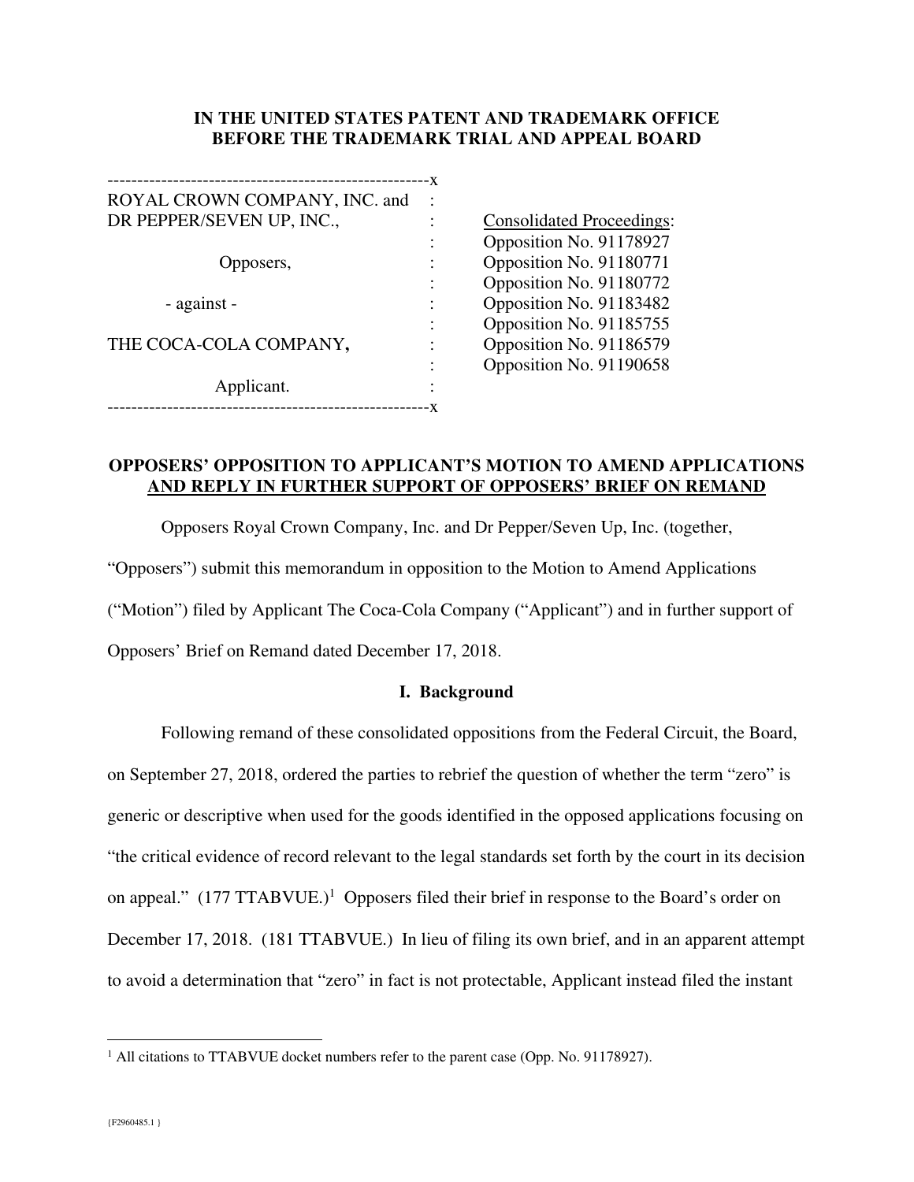**IN THE UNITED STATES PATENT AND TRADEMARK OFFICE**
**BEFORE THE TRADEMARK TRIAL AND APPEAL BOARD**

| | | |
|---|---|---|
| ROYAL CROWN COMPANY, INC. and DR PEPPER/SEVEN UP, INC., | : | Consolidated Proceedings: |
| Opposers, | : | Opposition No. 91178927 |
| | : | Opposition No. 91180771 |
| - against - | : | Opposition No. 91180772 |
| | : | Opposition No. 91183482 |
| THE COCA-COLA COMPANY, | : | Opposition No. 91185755 |
| | : | Opposition No. 91186579 |
| Applicant. | : | Opposition No. 91190658 |

**OPPOSERS' OPPOSITION TO APPLICANT'S MOTION TO AMEND APPLICATIONS AND REPLY IN FURTHER SUPPORT OF OPPOSERS' BRIEF ON REMAND**

Opposers Royal Crown Company, Inc. and Dr Pepper/Seven Up, Inc. (together, "Opposers") submit this memorandum in opposition to the Motion to Amend Applications ("Motion") filed by Applicant The Coca-Cola Company ("Applicant") and in further support of Opposers' Brief on Remand dated December 17, 2018.

## I. Background

Following remand of these consolidated oppositions from the Federal Circuit, the Board, on September 27, 2018, ordered the parties to rebrief the question of whether the term "zero" is generic or descriptive when used for the goods identified in the opposed applications focusing on "the critical evidence of record relevant to the legal standards set forth by the court in its decision on appeal." (177 TTABVUE.)[1] Opposers filed their brief in response to the Board's order on December 17, 2018. (181 TTABVUE.) In lieu of filing its own brief, and in an apparent attempt to avoid a determination that "zero" in fact is not protectable, Applicant instead filed the instant

[1] All citations to TTABVUE docket numbers refer to the parent case (Opp. No. 91178927).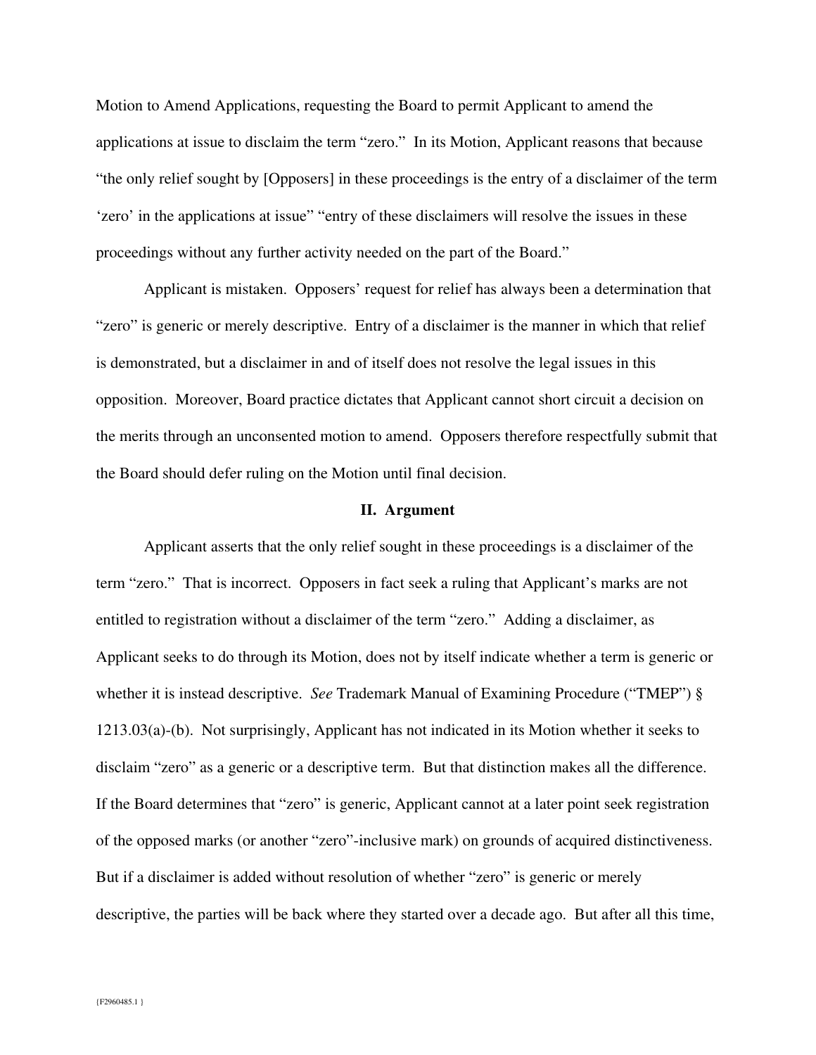Motion to Amend Applications, requesting the Board to permit Applicant to amend the applications at issue to disclaim the term "zero." In its Motion, Applicant reasons that because "the only relief sought by [Opposers] in these proceedings is the entry of a disclaimer of the term 'zero' in the applications at issue" "entry of these disclaimers will resolve the issues in these proceedings without any further activity needed on the part of the Board."

Applicant is mistaken. Opposers' request for relief has always been a determination that "zero" is generic or merely descriptive. Entry of a disclaimer is the manner in which that relief is demonstrated, but a disclaimer in and of itself does not resolve the legal issues in this opposition. Moreover, Board practice dictates that Applicant cannot short circuit a decision on the merits through an unconsented motion to amend. Opposers therefore respectfully submit that the Board should defer ruling on the Motion until final decision.

## II. Argument

Applicant asserts that the only relief sought in these proceedings is a disclaimer of the term "zero." That is incorrect. Opposers in fact seek a ruling that Applicant's marks are not entitled to registration without a disclaimer of the term "zero." Adding a disclaimer, as Applicant seeks to do through its Motion, does not by itself indicate whether a term is generic or whether it is instead descriptive. *See* Trademark Manual of Examining Procedure ("TMEP") § 1213.03(a)-(b). Not surprisingly, Applicant has not indicated in its Motion whether it seeks to disclaim "zero" as a generic or a descriptive term. But that distinction makes all the difference. If the Board determines that "zero" is generic, Applicant cannot at a later point seek registration of the opposed marks (or another "zero"-inclusive mark) on grounds of acquired distinctiveness. But if a disclaimer is added without resolution of whether "zero" is generic or merely descriptive, the parties will be back where they started over a decade ago. But after all this time,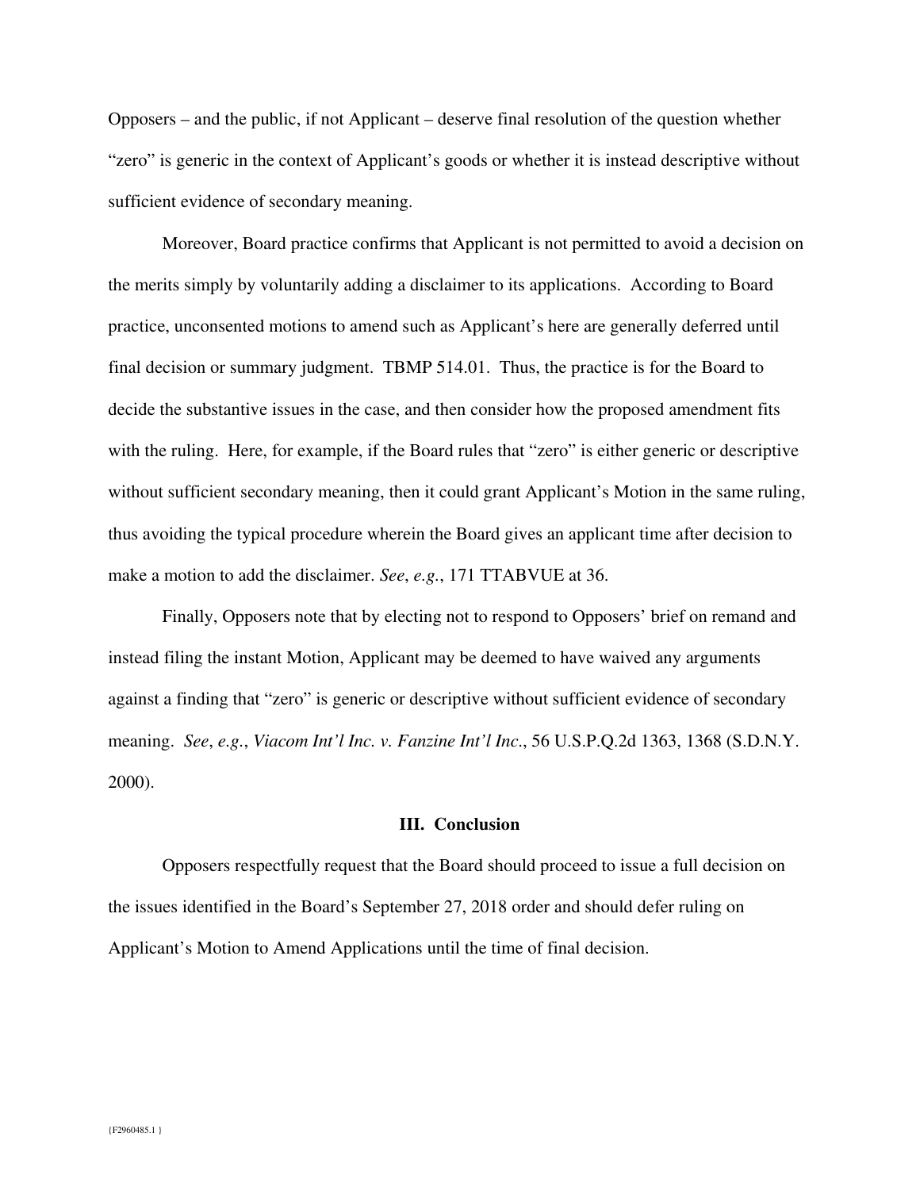Opposers – and the public, if not Applicant – deserve final resolution of the question whether "zero" is generic in the context of Applicant's goods or whether it is instead descriptive without sufficient evidence of secondary meaning.

Moreover, Board practice confirms that Applicant is not permitted to avoid a decision on the merits simply by voluntarily adding a disclaimer to its applications. According to Board practice, unconsented motions to amend such as Applicant's here are generally deferred until final decision or summary judgment. TBMP 514.01. Thus, the practice is for the Board to decide the substantive issues in the case, and then consider how the proposed amendment fits with the ruling. Here, for example, if the Board rules that "zero" is either generic or descriptive without sufficient secondary meaning, then it could grant Applicant's Motion in the same ruling, thus avoiding the typical procedure wherein the Board gives an applicant time after decision to make a motion to add the disclaimer. *See*, *e.g.*, 171 TTABVUE at 36.

Finally, Opposers note that by electing not to respond to Opposers' brief on remand and instead filing the instant Motion, Applicant may be deemed to have waived any arguments against a finding that "zero" is generic or descriptive without sufficient evidence of secondary meaning. *See*, *e.g.*, *Viacom Int'l Inc. v. Fanzine Int'l Inc.*, 56 U.S.P.Q.2d 1363, 1368 (S.D.N.Y. 2000).

## III. Conclusion

Opposers respectfully request that the Board should proceed to issue a full decision on the issues identified in the Board's September 27, 2018 order and should defer ruling on Applicant's Motion to Amend Applications until the time of final decision.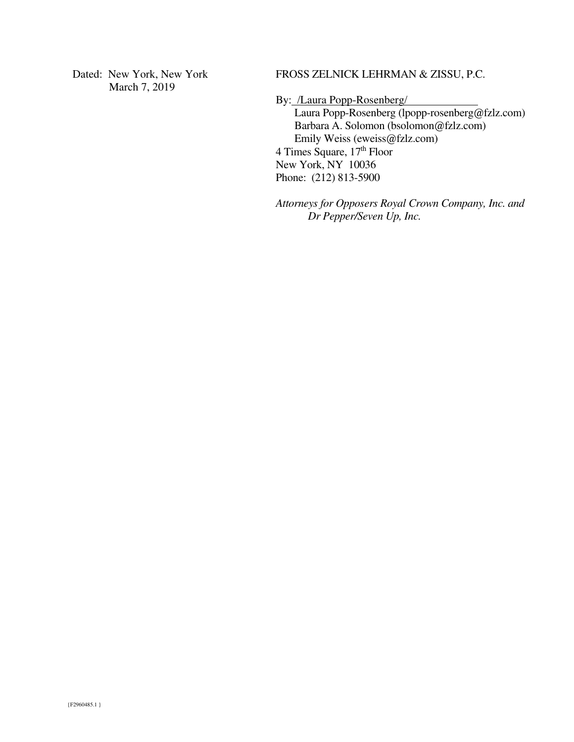Dated: New York, New York
March 7, 2019

FROSS ZELNICK LEHRMAN & ZISSU, P.C.

By: /Laura Popp-Rosenberg/
Laura Popp-Rosenberg (lpopp-rosenberg@fzlz.com)
Barbara A. Solomon (bsolomon@fzlz.com)
Emily Weiss (eweiss@fzlz.com)
4 Times Square, 17th Floor
New York, NY 10036
Phone: (212) 813-5900

*Attorneys for Opposers Royal Crown Company, Inc. and Dr Pepper/Seven Up, Inc.*

{F2960485.1 }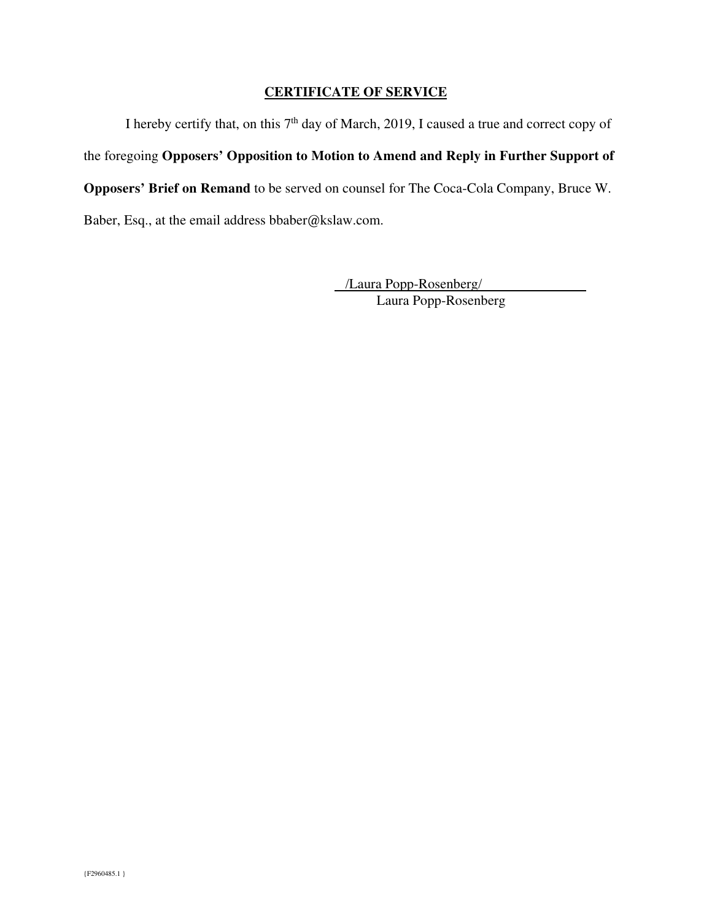## CERTIFICATE OF SERVICE

I hereby certify that, on this 7th day of March, 2019, I caused a true and correct copy of the foregoing **Opposers' Opposition to Motion to Amend and Reply in Further Support of Opposers' Brief on Remand** to be served on counsel for The Coca-Cola Company, Bruce W. Baber, Esq., at the email address bbaber@kslaw.com.

/Laura Popp-Rosenberg/
Laura Popp-Rosenberg

{F2960485.1 }